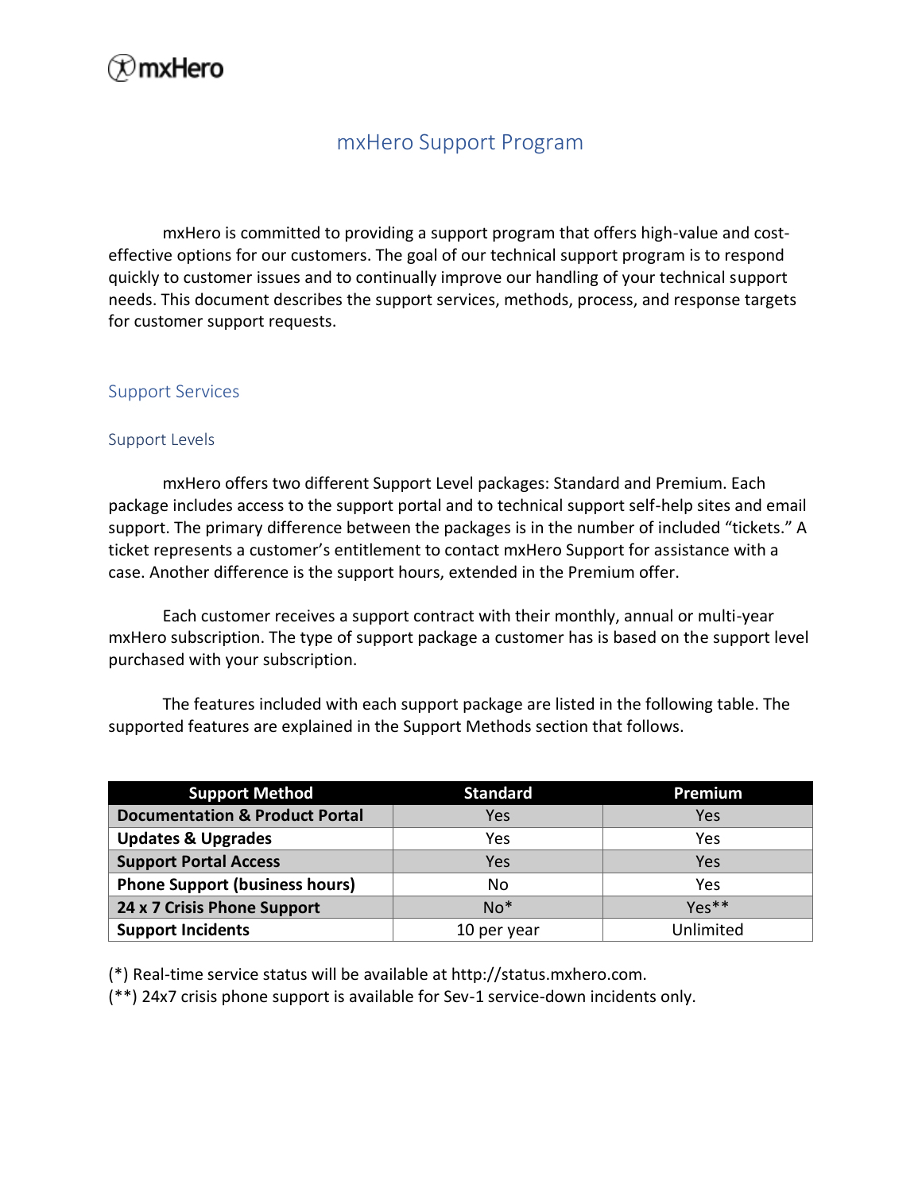# mxHero Support Program

mxHero is committed to providing a support program that offers high-value and cost-effective options for our customers. The goal of our technical support program is to respond quickly to customer issues and to continually improve our handling of your technical support needs. This document describes the support services, methods, process, and response targets for customer support requests.

## Support Services

### Support Levels

mxHero offers two different Support Level packages: Standard and Premium. Each package includes access to the support portal and to technical support self-help sites and email support. The primary difference between the packages is in the number of included "tickets." A ticket represents a customer's entitlement to contact mxHero Support for assistance with a case. Another difference is the support hours, extended in the Premium offer.

Each customer receives a support contract with their monthly, annual or multi-year mxHero subscription. The type of support package a customer has is based on the support level purchased with your subscription.

The features included with each support package are listed in the following table. The supported features are explained in the Support Methods section that follows.

| Support Method | Standard | Premium |
|---|---|---|
| **Documentation & Product Portal** | Yes | Yes |
| **Updates & Upgrades** | Yes | Yes |
| **Support Portal Access** | Yes | Yes |
| **Phone Support (business hours)** | No | Yes |
| **24 x 7 Crisis Phone Support** | No* | Yes** |
| **Support Incidents** | 10 per year | Unlimited |

(*) Real-time service status will be available at http://status.mxhero.com.
(**) 24x7 crisis phone support is available for Sev-1 service-down incidents only.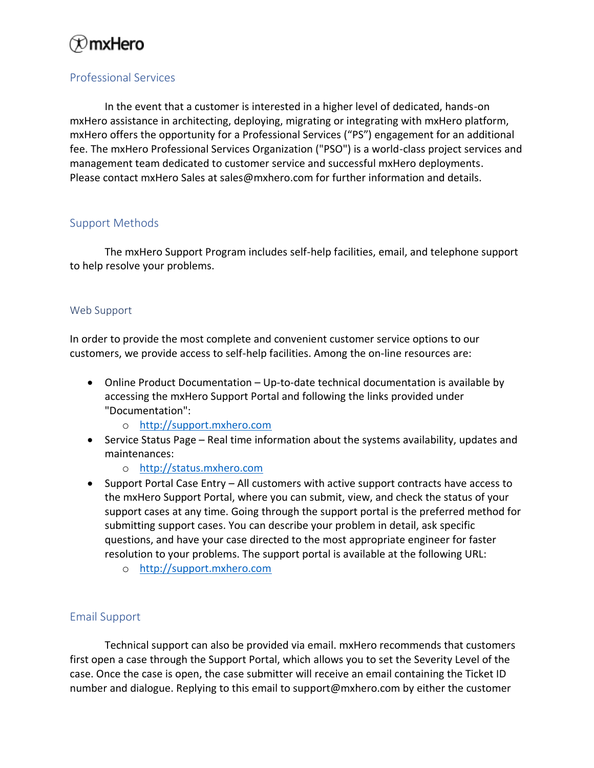## Professional Services

In the event that a customer is interested in a higher level of dedicated, hands-on mxHero assistance in architecting, deploying, migrating or integrating with mxHero platform, mxHero offers the opportunity for a Professional Services ("PS") engagement for an additional fee. The mxHero Professional Services Organization ("PSO") is a world-class project services and management team dedicated to customer service and successful mxHero deployments. Please contact mxHero Sales at sales@mxhero.com for further information and details.

## Support Methods

The mxHero Support Program includes self-help facilities, email, and telephone support to help resolve your problems.

## Web Support

In order to provide the most complete and convenient customer service options to our customers, we provide access to self-help facilities. Among the on-line resources are:

- Online Product Documentation – Up-to-date technical documentation is available by accessing the mxHero Support Portal and following the links provided under "Documentation":
  - http://support.mxhero.com
- Service Status Page – Real time information about the systems availability, updates and maintenances:
  - http://status.mxhero.com
- Support Portal Case Entry – All customers with active support contracts have access to the mxHero Support Portal, where you can submit, view, and check the status of your support cases at any time. Going through the support portal is the preferred method for submitting support cases. You can describe your problem in detail, ask specific questions, and have your case directed to the most appropriate engineer for faster resolution to your problems. The support portal is available at the following URL:
  - http://support.mxhero.com

## Email Support

Technical support can also be provided via email. mxHero recommends that customers first open a case through the Support Portal, which allows you to set the Severity Level of the case. Once the case is open, the case submitter will receive an email containing the Ticket ID number and dialogue. Replying to this email to support@mxhero.com by either the customer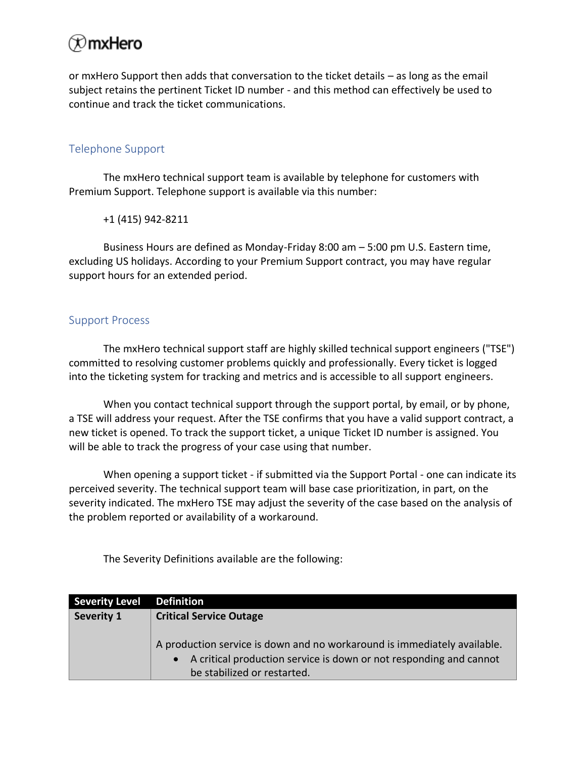or mxHero Support then adds that conversation to the ticket details – as long as the email subject retains the pertinent Ticket ID number - and this method can effectively be used to continue and track the ticket communications.

## Telephone Support

The mxHero technical support team is available by telephone for customers with Premium Support. Telephone support is available via this number:

+1 (415) 942-8211

Business Hours are defined as Monday-Friday 8:00 am – 5:00 pm U.S. Eastern time, excluding US holidays. According to your Premium Support contract, you may have regular support hours for an extended period.

## Support Process

The mxHero technical support staff are highly skilled technical support engineers ("TSE") committed to resolving customer problems quickly and professionally. Every ticket is logged into the ticketing system for tracking and metrics and is accessible to all support engineers.

When you contact technical support through the support portal, by email, or by phone, a TSE will address your request. After the TSE confirms that you have a valid support contract, a new ticket is opened. To track the support ticket, a unique Ticket ID number is assigned. You will be able to track the progress of your case using that number.

When opening a support ticket - if submitted via the Support Portal - one can indicate its perceived severity. The technical support team will base case prioritization, in part, on the severity indicated. The mxHero TSE may adjust the severity of the case based on the analysis of the problem reported or availability of a workaround.

The Severity Definitions available are the following:

| Severity Level | Definition |
|---|---|
| **Severity 1** | **Critical Service Outage**<br><br>A production service is down and no workaround is immediately available.<br>• A critical production service is down or not responding and cannot be stabilized or restarted. |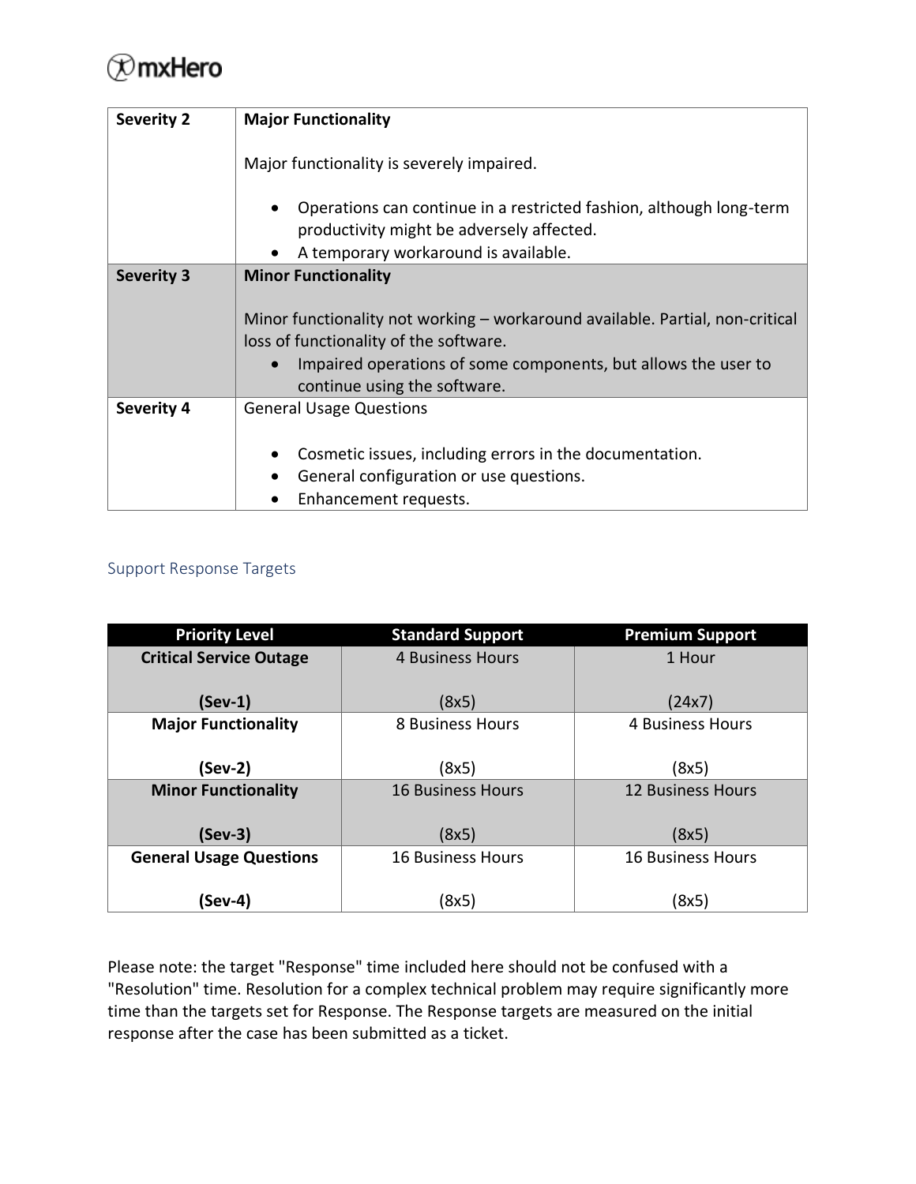| | |
|---|---|
| **Severity 2** | **Major Functionality**<br><br>Major functionality is severely impaired.<br><br>• Operations can continue in a restricted fashion, although long-term productivity might be adversely affected.<br>• A temporary workaround is available. |
| **Severity 3** | **Minor Functionality**<br><br>Minor functionality not working – workaround available. Partial, non-critical loss of functionality of the software.<br>• Impaired operations of some components, but allows the user to continue using the software. |
| **Severity 4** | General Usage Questions<br><br>• Cosmetic issues, including errors in the documentation.<br>• General configuration or use questions.<br>• Enhancement requests. |

## Support Response Targets

| Priority Level | Standard Support | Premium Support |
|---|---|---|
| **Critical Service Outage**<br><br>**(Sev-1)** | 4 Business Hours<br><br>(8x5) | 1 Hour<br><br>(24x7) |
| **Major Functionality**<br><br>**(Sev-2)** | 8 Business Hours<br><br>(8x5) | 4 Business Hours<br><br>(8x5) |
| **Minor Functionality**<br><br>**(Sev-3)** | 16 Business Hours<br><br>(8x5) | 12 Business Hours<br><br>(8x5) |
| **General Usage Questions**<br><br>**(Sev-4)** | 16 Business Hours<br><br>(8x5) | 16 Business Hours<br><br>(8x5) |

Please note: the target "Response" time included here should not be confused with a "Resolution" time. Resolution for a complex technical problem may require significantly more time than the targets set for Response. The Response targets are measured on the initial response after the case has been submitted as a ticket.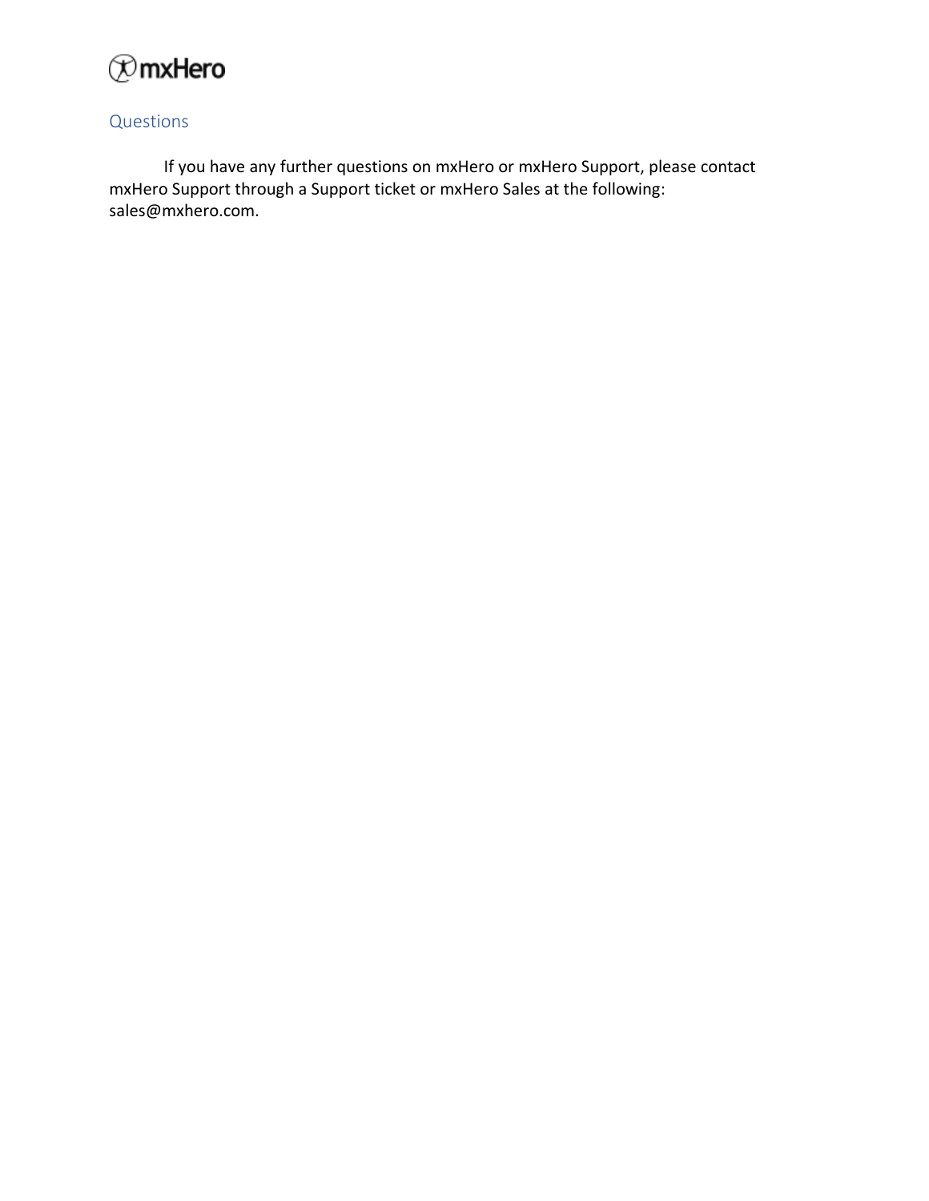## Questions

If you have any further questions on mxHero or mxHero Support, please contact mxHero Support through a Support ticket or mxHero Sales at the following: sales@mxhero.com.